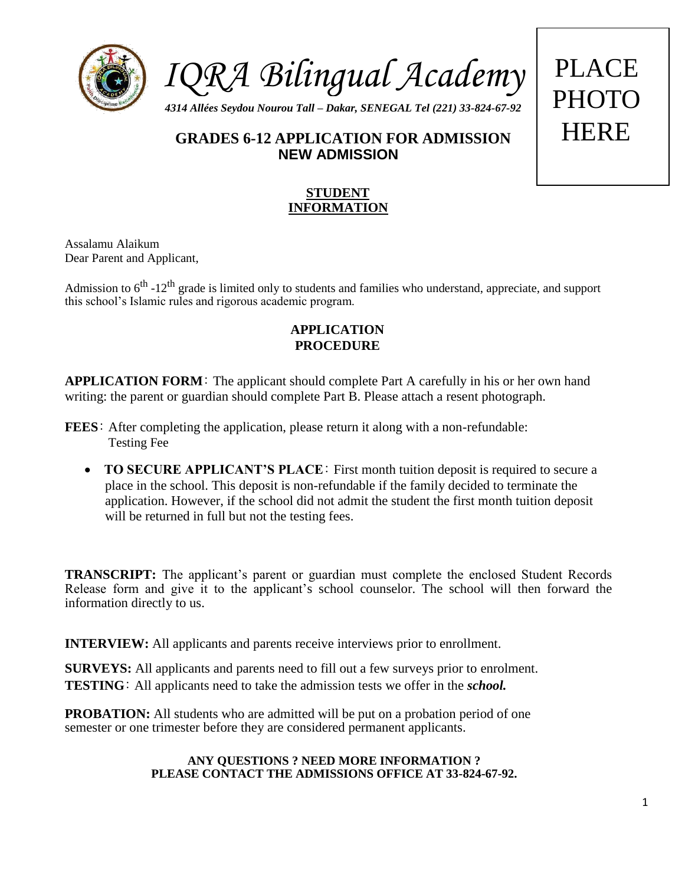# *IQRA Bilingual Academy*

*4314 Allées Seydou Nourou Tall – Dakar, SENEGAL Tel (221) 33-824-67-92*

PLACE PHOTO HERE

## GRADES 6-12 APPLICATION FOR ADMISSION
## NEW ADMISSION

### STUDENT INFORMATION

Assalamu Alaikum
Dear Parent and Applicant,

Admission to 6th -12th grade is limited only to students and families who understand, appreciate, and support this school's Islamic rules and rigorous academic program.

### APPLICATION PROCEDURE

**APPLICATION FORM**: The applicant should complete Part A carefully in his or her own hand writing: the parent or guardian should complete Part B. Please attach a resent photograph.

**FEES**: After completing the application, please return it along with a non-refundable: Testing Fee

- **TO SECURE APPLICANT'S PLACE**: First month tuition deposit is required to secure a place in the school. This deposit is non-refundable if the family decided to terminate the application. However, if the school did not admit the student the first month tuition deposit will be returned in full but not the testing fees.

**TRANSCRIPT:** The applicant's parent or guardian must complete the enclosed Student Records Release form and give it to the applicant's school counselor. The school will then forward the information directly to us.

**INTERVIEW:** All applicants and parents receive interviews prior to enrollment.

**SURVEYS:** All applicants and parents need to fill out a few surveys prior to enrolment.

**TESTING**: All applicants need to take the admission tests we offer in the ***school.***

**PROBATION:** All students who are admitted will be put on a probation period of one semester or one trimester before they are considered permanent applicants.

**ANY QUESTIONS ? NEED MORE INFORMATION ?**
**PLEASE CONTACT THE ADMISSIONS OFFICE AT 33-824-67-92.**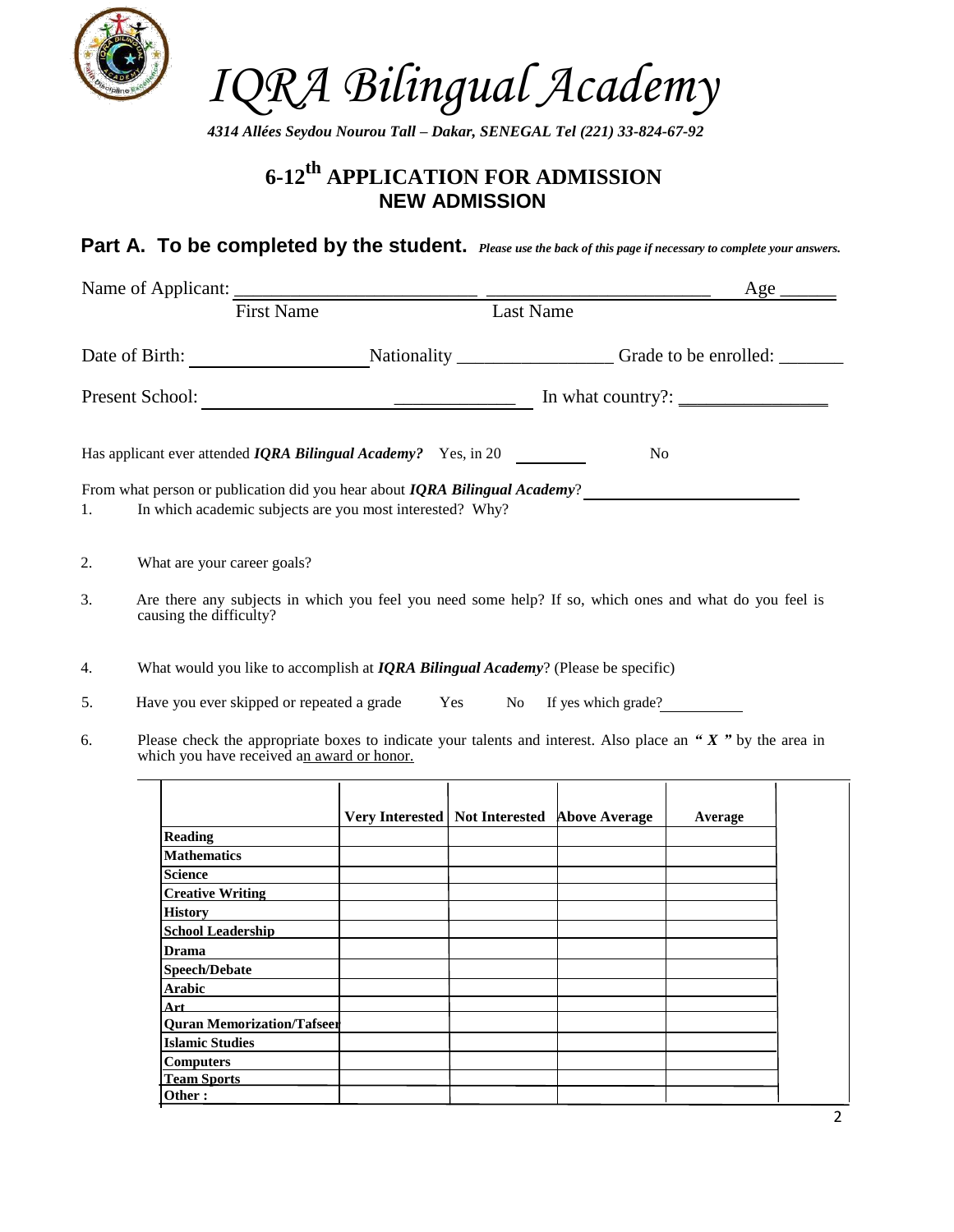# IQRA Bilingual Academy

*4314 Allées Seydou Nourou Tall – Dakar, SENEGAL Tel (221) 33-824-67-92*

## 6-12th APPLICATION FOR ADMISSION
## NEW ADMISSION

### Part A. To be completed by the student. *Please use the back of this page if necessary to complete your answers.*

Name of Applicant: _________________________ _______________________ Age ______
First Name Last Name

Date of Birth: ________________ Nationality ________________ Grade to be enrolled: _______

Present School: ______________________ ____________ In what country?: _______________

Has applicant ever attended ***IQRA Bilingual Academy?*** Yes, in 20 ________ No

From what person or publication did you hear about ***IQRA Bilingual Academy***? ______________________

1. In which academic subjects are you most interested? Why?

2. What are your career goals?

3. Are there any subjects in which you feel you need some help? If so, which ones and what do you feel is causing the difficulty?

4. What would you like to accomplish at ***IQRA Bilingual Academy***? (Please be specific)

5. Have you ever skipped or repeated a grade Yes No If yes which grade? __________

6. Please check the appropriate boxes to indicate your talents and interest. Also place an ***" X "*** by the area in which you have received an award or honor.

| | Very Interested | Not Interested | Above Average | Average |
|---|---|---|---|---|
| **Reading** | | | | |
| **Mathematics** | | | | |
| **Science** | | | | |
| **Creative Writing** | | | | |
| **History** | | | | |
| **School Leadership** | | | | |
| **Drama** | | | | |
| **Speech/Debate** | | | | |
| **Arabic** | | | | |
| **Art** | | | | |
| **Quran Memorization/Tafseer** | | | | |
| **Islamic Studies** | | | | |
| **Computers** | | | | |
| **Team Sports** | | | | |
| **Other :** | | | | |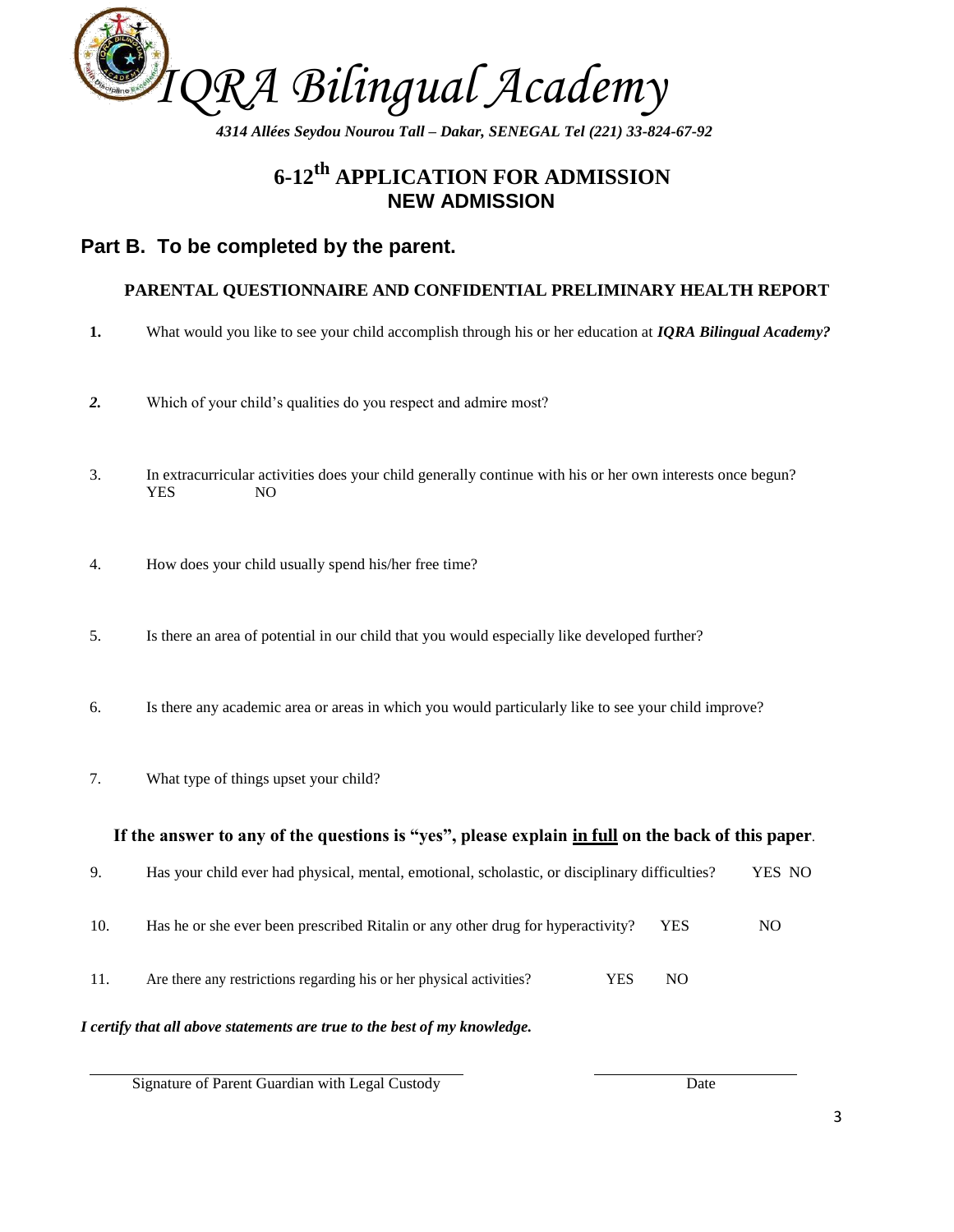# *IQRA Bilingual Academy*

***4314 Allées Seydou Nourou Tall – Dakar, SENEGAL Tel (221) 33-824-67-92***

## 6-12th APPLICATION FOR ADMISSION
## NEW ADMISSION

## Part B. To be completed by the parent.

### PARENTAL QUESTIONNAIRE AND CONFIDENTIAL PRELIMINARY HEALTH REPORT

**1.** What would you like to see your child accomplish through his or her education at ***IQRA Bilingual Academy?***

***2.*** Which of your child's qualities do you respect and admire most?

3. In extracurricular activities does your child generally continue with his or her own interests once begun?
YES NO

4. How does your child usually spend his/her free time?

5. Is there an area of potential in our child that you would especially like developed further?

6. Is there any academic area or areas in which you would particularly like to see your child improve?

7. What type of things upset your child?

**If the answer to any of the questions is "yes", please explain <u>in full</u> on the back of this paper**.

9. Has your child ever had physical, mental, emotional, scholastic, or disciplinary difficulties? YES NO

10. Has he or she ever been prescribed Ritalin or any other drug for hyperactivity? YES NO

11. Are there any restrictions regarding his or her physical activities? YES NO

***I certify that all above statements are true to the best of my knowledge.***

______________________________ ______________________

Signature of Parent Guardian with Legal Custody Date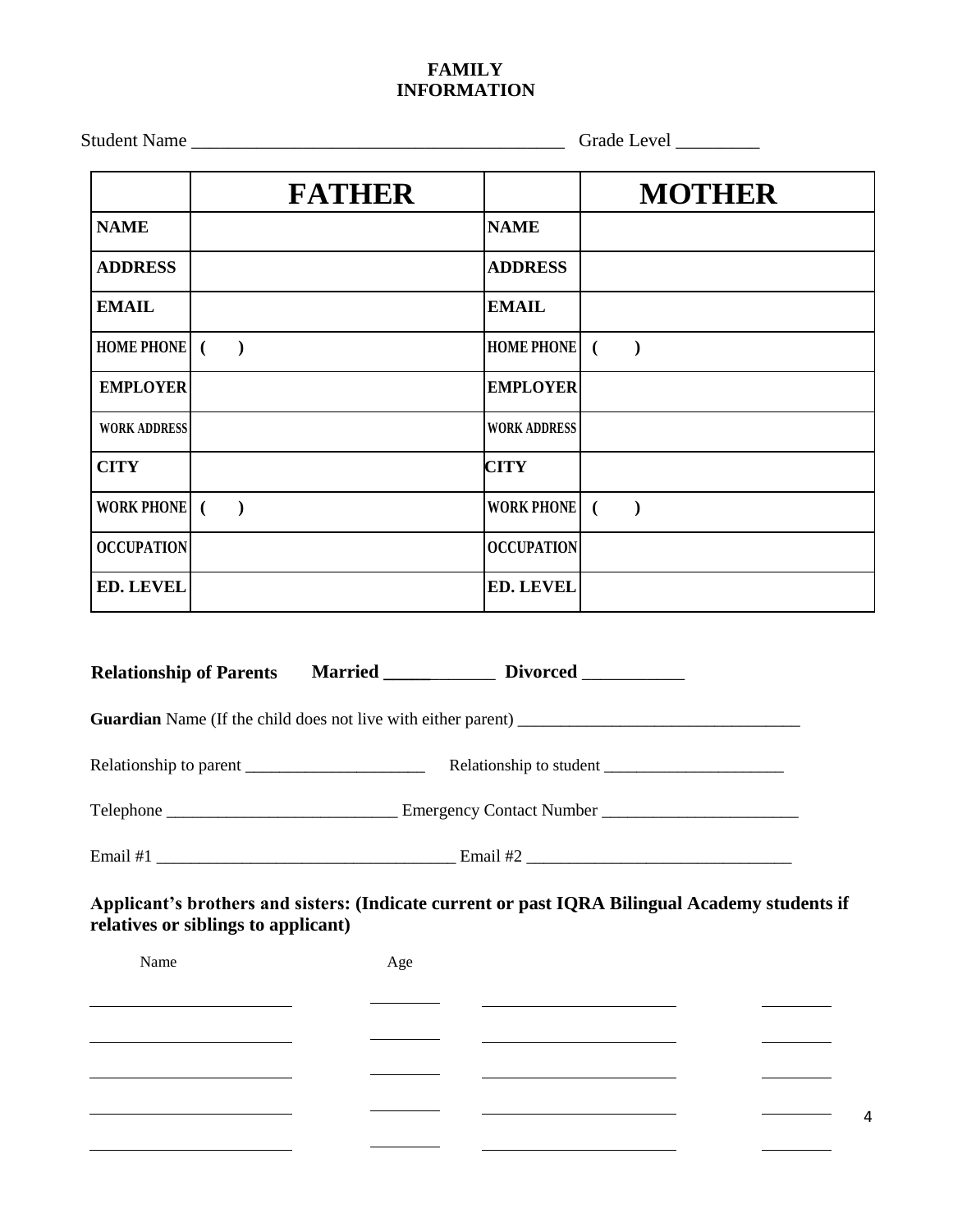# FAMILY INFORMATION

Student Name _______________________________________ Grade Level _________

| | FATHER | | MOTHER |
|---|---|---|---|
| NAME | | NAME | |
| ADDRESS | | ADDRESS | |
| EMAIL | | EMAIL | |
| HOME PHONE | ( ) | HOME PHONE | ( ) |
| EMPLOYER | | EMPLOYER | |
| WORK ADDRESS | | WORK ADDRESS | |
| CITY | | CITY | |
| WORK PHONE | ( ) | WORK PHONE | ( ) |
| OCCUPATION | | OCCUPATION | |
| ED. LEVEL | | ED. LEVEL | |

**Relationship of Parents** **Married** ____________ **Divorced** ___________

**Guardian** Name (If the child does not live with either parent) _________________________________

Relationship to parent _____________________ Relationship to student _____________________

Telephone __________________________ Emergency Contact Number _______________________

Email #1 __________________________________ Email #2 ______________________________

**Applicant's brothers and sisters: (Indicate current or past IQRA Bilingual Academy students if relatives or siblings to applicant)**

| Name | Age | | |
|---|---|---|---|
| ________________________ | ________ | ________________________ | ________ |
| ________________________ | ________ | ________________________ | ________ |
| ________________________ | ________ | ________________________ | ________ |
| ________________________ | ________ | ________________________ | ________ |
| ________________________ | ________ | ________________________ | ________ |